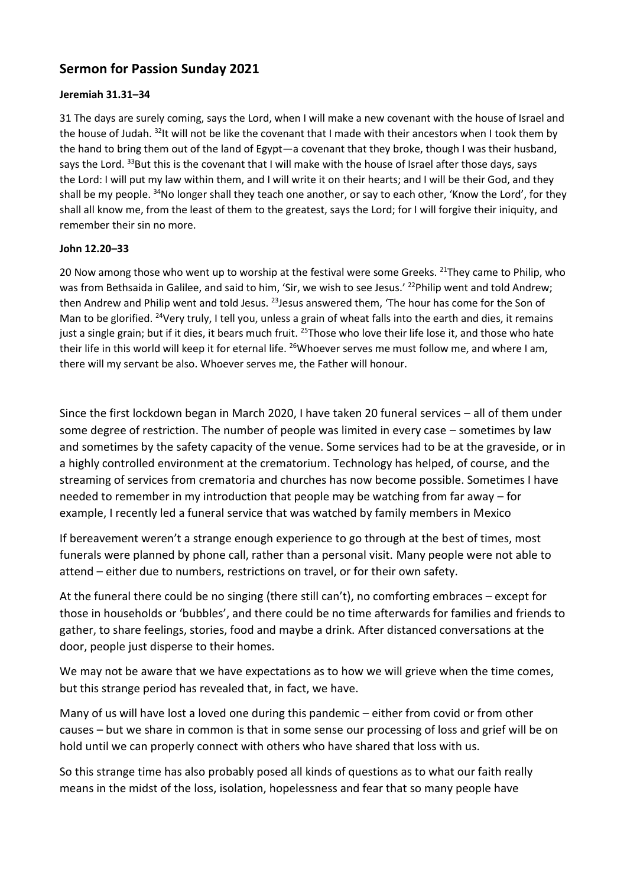## Sermon for Passion Sunday 2021

**Jeremiah 31.31–34**

31 The days are surely coming, says the Lord, when I will make a new covenant with the house of Israel and the house of Judah. [32]It will not be like the covenant that I made with their ancestors when I took them by the hand to bring them out of the land of Egypt—a covenant that they broke, though I was their husband, says the Lord. [33]But this is the covenant that I will make with the house of Israel after those days, says the Lord: I will put my law within them, and I will write it on their hearts; and I will be their God, and they shall be my people. [34]No longer shall they teach one another, or say to each other, 'Know the Lord', for they shall all know me, from the least of them to the greatest, says the Lord; for I will forgive their iniquity, and remember their sin no more.

**John 12.20–33**

20 Now among those who went up to worship at the festival were some Greeks. [21]They came to Philip, who was from Bethsaida in Galilee, and said to him, 'Sir, we wish to see Jesus.' [22]Philip went and told Andrew; then Andrew and Philip went and told Jesus. [23]Jesus answered them, 'The hour has come for the Son of Man to be glorified. [24]Very truly, I tell you, unless a grain of wheat falls into the earth and dies, it remains just a single grain; but if it dies, it bears much fruit. [25]Those who love their life lose it, and those who hate their life in this world will keep it for eternal life. [26]Whoever serves me must follow me, and where I am, there will my servant be also. Whoever serves me, the Father will honour.

Since the first lockdown began in March 2020, I have taken 20 funeral services – all of them under some degree of restriction. The number of people was limited in every case – sometimes by law and sometimes by the safety capacity of the venue. Some services had to be at the graveside, or in a highly controlled environment at the crematorium. Technology has helped, of course, and the streaming of services from crematoria and churches has now become possible. Sometimes I have needed to remember in my introduction that people may be watching from far away – for example, I recently led a funeral service that was watched by family members in Mexico

If bereavement weren't a strange enough experience to go through at the best of times, most funerals were planned by phone call, rather than a personal visit. Many people were not able to attend – either due to numbers, restrictions on travel, or for their own safety.

At the funeral there could be no singing (there still can't), no comforting embraces – except for those in households or 'bubbles', and there could be no time afterwards for families and friends to gather, to share feelings, stories, food and maybe a drink. After distanced conversations at the door, people just disperse to their homes.

We may not be aware that we have expectations as to how we will grieve when the time comes, but this strange period has revealed that, in fact, we have.

Many of us will have lost a loved one during this pandemic – either from covid or from other causes – but we share in common is that in some sense our processing of loss and grief will be on hold until we can properly connect with others who have shared that loss with us.

So this strange time has also probably posed all kinds of questions as to what our faith really means in the midst of the loss, isolation, hopelessness and fear that so many people have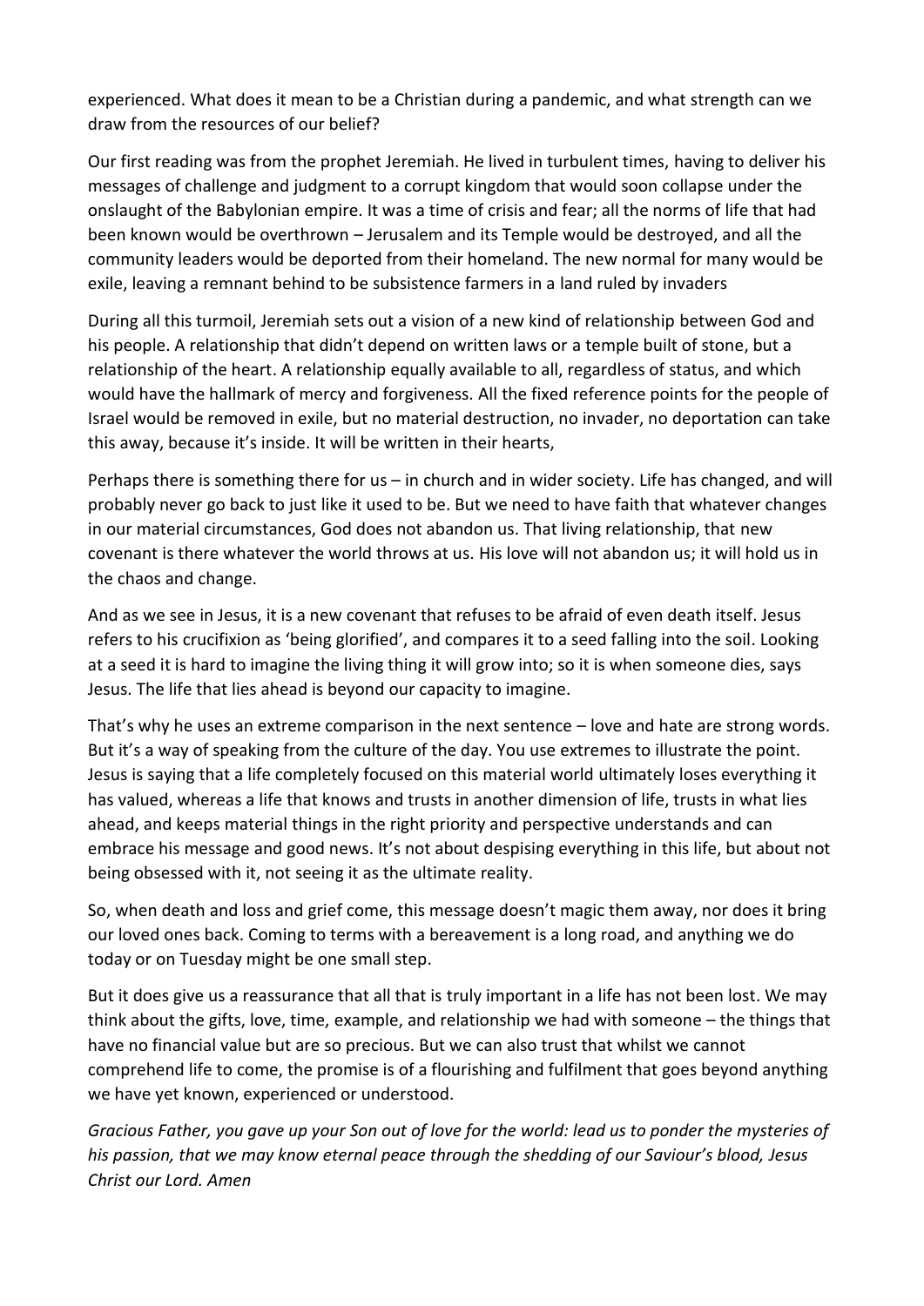experienced. What does it mean to be a Christian during a pandemic, and what strength can we draw from the resources of our belief?

Our first reading was from the prophet Jeremiah. He lived in turbulent times, having to deliver his messages of challenge and judgment to a corrupt kingdom that would soon collapse under the onslaught of the Babylonian empire. It was a time of crisis and fear; all the norms of life that had been known would be overthrown – Jerusalem and its Temple would be destroyed, and all the community leaders would be deported from their homeland. The new normal for many would be exile, leaving a remnant behind to be subsistence farmers in a land ruled by invaders

During all this turmoil, Jeremiah sets out a vision of a new kind of relationship between God and his people. A relationship that didn't depend on written laws or a temple built of stone, but a relationship of the heart. A relationship equally available to all, regardless of status, and which would have the hallmark of mercy and forgiveness. All the fixed reference points for the people of Israel would be removed in exile, but no material destruction, no invader, no deportation can take this away, because it's inside. It will be written in their hearts,

Perhaps there is something there for us – in church and in wider society. Life has changed, and will probably never go back to just like it used to be. But we need to have faith that whatever changes in our material circumstances, God does not abandon us. That living relationship, that new covenant is there whatever the world throws at us. His love will not abandon us; it will hold us in the chaos and change.

And as we see in Jesus, it is a new covenant that refuses to be afraid of even death itself. Jesus refers to his crucifixion as 'being glorified', and compares it to a seed falling into the soil. Looking at a seed it is hard to imagine the living thing it will grow into; so it is when someone dies, says Jesus. The life that lies ahead is beyond our capacity to imagine.

That's why he uses an extreme comparison in the next sentence – love and hate are strong words. But it's a way of speaking from the culture of the day. You use extremes to illustrate the point. Jesus is saying that a life completely focused on this material world ultimately loses everything it has valued, whereas a life that knows and trusts in another dimension of life, trusts in what lies ahead, and keeps material things in the right priority and perspective understands and can embrace his message and good news. It's not about despising everything in this life, but about not being obsessed with it, not seeing it as the ultimate reality.

So, when death and loss and grief come, this message doesn't magic them away, nor does it bring our loved ones back. Coming to terms with a bereavement is a long road, and anything we do today or on Tuesday might be one small step.

But it does give us a reassurance that all that is truly important in a life has not been lost. We may think about the gifts, love, time, example, and relationship we had with someone – the things that have no financial value but are so precious. But we can also trust that whilst we cannot comprehend life to come, the promise is of a flourishing and fulfilment that goes beyond anything we have yet known, experienced or understood.

*Gracious Father, you gave up your Son out of love for the world: lead us to ponder the mysteries of his passion, that we may know eternal peace through the shedding of our Saviour's blood, Jesus Christ our Lord. Amen*